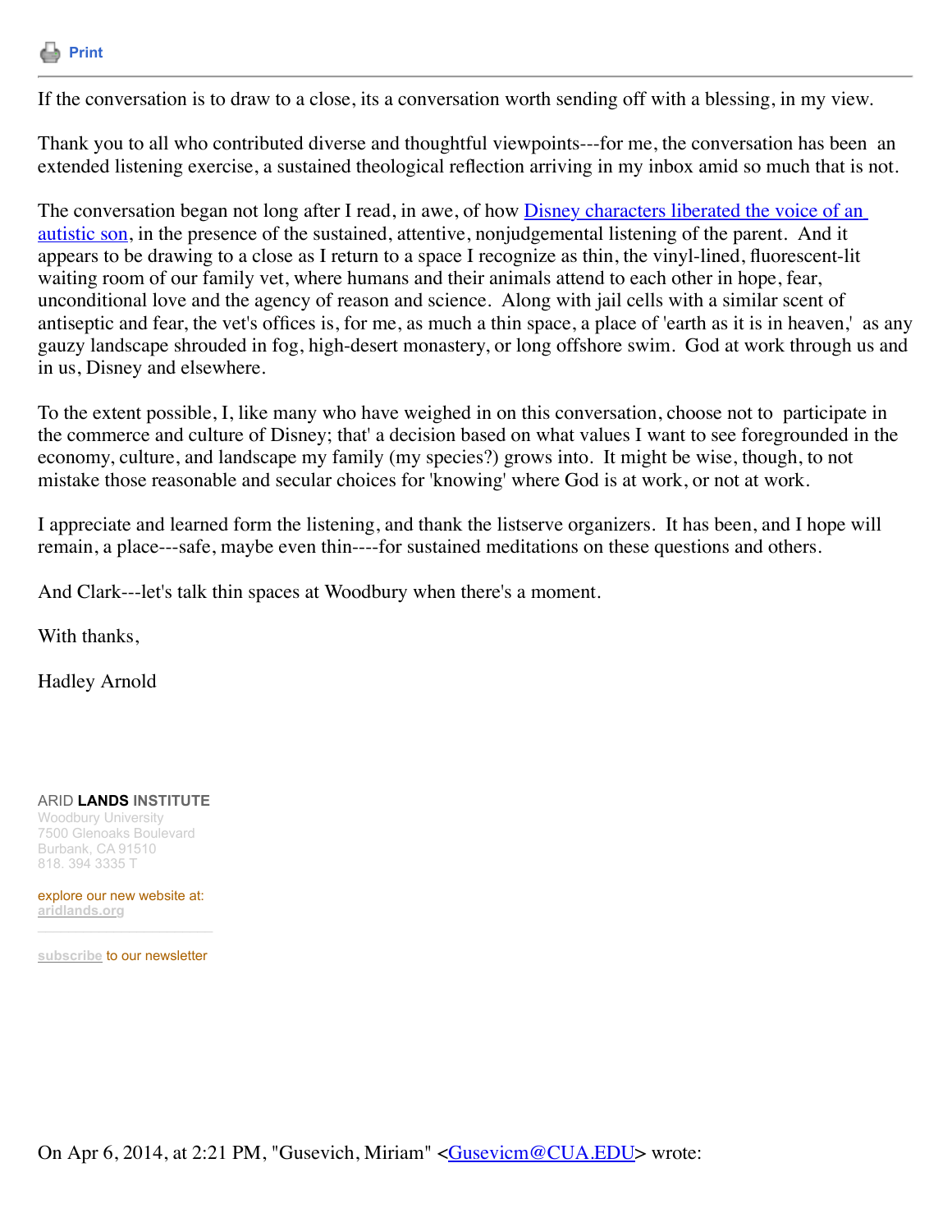Print

---

If the conversation is to draw to a close, its a conversation worth sending off with a blessing, in my view.

Thank you to all who contributed diverse and thoughtful viewpoints---for me, the conversation has been an extended listening exercise, a sustained theological reflection arriving in my inbox amid so much that is not.

The conversation began not long after I read, in awe, of how [Disney characters liberated the voice of an autistic son](), in the presence of the sustained, attentive, nonjudgemental listening of the parent. And it appears to be drawing to a close as I return to a space I recognize as thin, the vinyl-lined, fluorescent-lit waiting room of our family vet, where humans and their animals attend to each other in hope, fear, unconditional love and the agency of reason and science. Along with jail cells with a similar scent of antiseptic and fear, the vet's offices is, for me, as much a thin space, a place of 'earth as it is in heaven,' as any gauzy landscape shrouded in fog, high-desert monastery, or long offshore swim. God at work through us and in us, Disney and elsewhere.

To the extent possible, I, like many who have weighed in on this conversation, choose not to participate in the commerce and culture of Disney; that' a decision based on what values I want to see foregrounded in the economy, culture, and landscape my family (my species?) grows into. It might be wise, though, to not mistake those reasonable and secular choices for 'knowing' where God is at work, or not at work.

I appreciate and learned form the listening, and thank the listserve organizers. It has been, and I hope will remain, a place---safe, maybe even thin----for sustained meditations on these questions and others.

And Clark---let's talk thin spaces at Woodbury when there's a moment.

With thanks,

Hadley Arnold

ARID **LANDS** INSTITUTE
Woodbury University
7500 Glenoaks Boulevard
Burbank, CA 91510
818. 394 3335 T

explore our new website at:
aridlands.org

subscribe to our newsletter

On Apr 6, 2014, at 2:21 PM, "Gusevich, Miriam" <Gusevicm@CUA.EDU> wrote: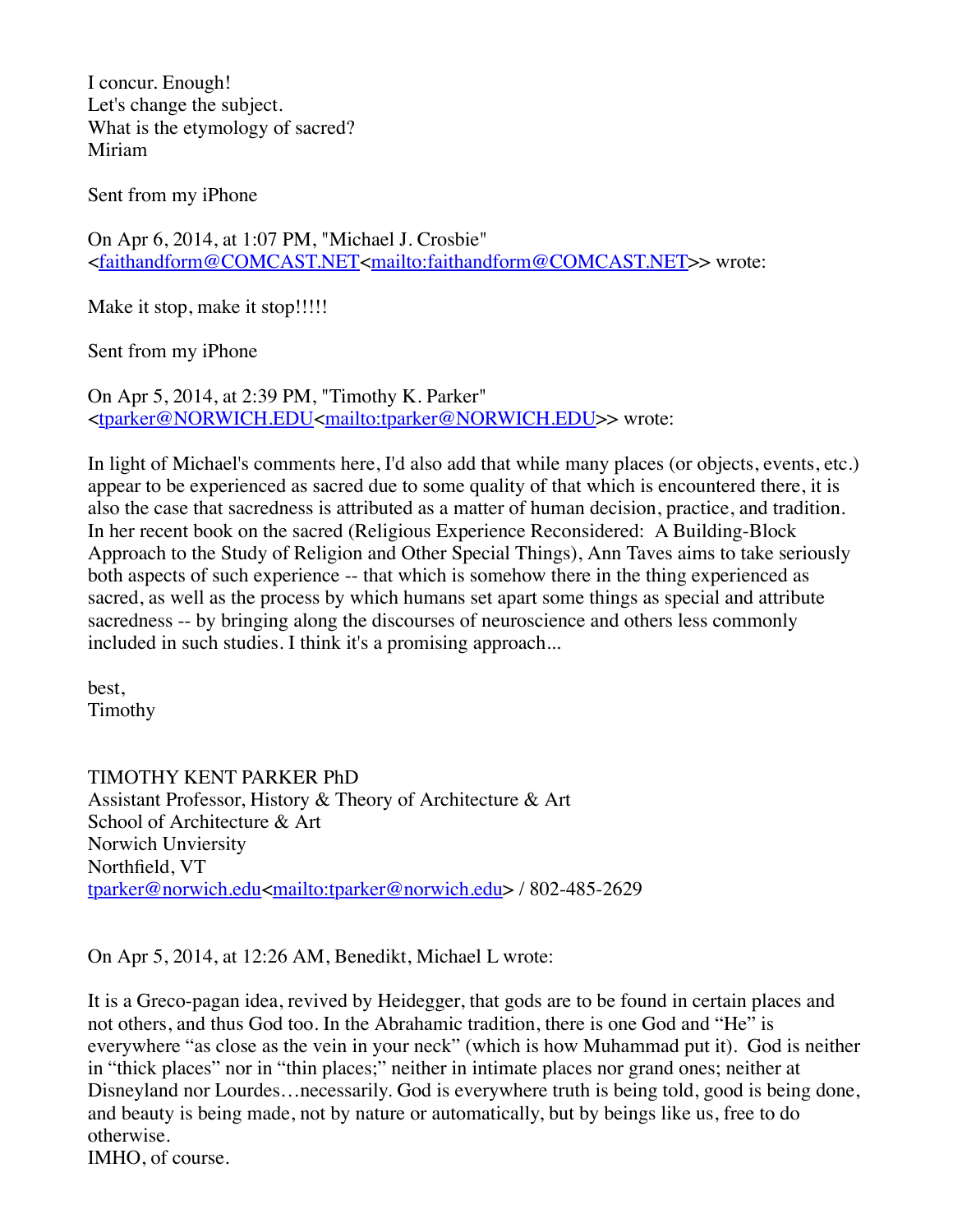I concur. Enough!
Let's change the subject.
What is the etymology of sacred?
Miriam

Sent from my iPhone

On Apr 6, 2014, at 1:07 PM, "Michael J. Crosbie" <faithandform@COMCAST.NET<mailto:faithandform@COMCAST.NET>> wrote:

Make it stop, make it stop!!!!!

Sent from my iPhone

On Apr 5, 2014, at 2:39 PM, "Timothy K. Parker" <tparker@NORWICH.EDU<mailto:tparker@NORWICH.EDU>> wrote:

In light of Michael's comments here, I'd also add that while many places (or objects, events, etc.) appear to be experienced as sacred due to some quality of that which is encountered there, it is also the case that sacredness is attributed as a matter of human decision, practice, and tradition. In her recent book on the sacred (Religious Experience Reconsidered:  A Building-Block Approach to the Study of Religion and Other Special Things), Ann Taves aims to take seriously both aspects of such experience -- that which is somehow there in the thing experienced as sacred, as well as the process by which humans set apart some things as special and attribute sacredness -- by bringing along the discourses of neuroscience and others less commonly included in such studies. I think it's a promising approach...

best,
Timothy

TIMOTHY KENT PARKER PhD
Assistant Professor, History & Theory of Architecture & Art
School of Architecture & Art
Norwich Unviersity
Northfield, VT
tparker@norwich.edu<mailto:tparker@norwich.edu> / 802-485-2629

On Apr 5, 2014, at 12:26 AM, Benedikt, Michael L wrote:

It is a Greco-pagan idea, revived by Heidegger, that gods are to be found in certain places and not others, and thus God too. In the Abrahamic tradition, there is one God and "He" is everywhere "as close as the vein in your neck" (which is how Muhammad put it).  God is neither in "thick places" nor in "thin places;" neither in intimate places nor grand ones; neither at Disneyland nor Lourdes…necessarily. God is everywhere truth is being told, good is being done, and beauty is being made, not by nature or automatically, but by beings like us, free to do otherwise.
IMHO, of course.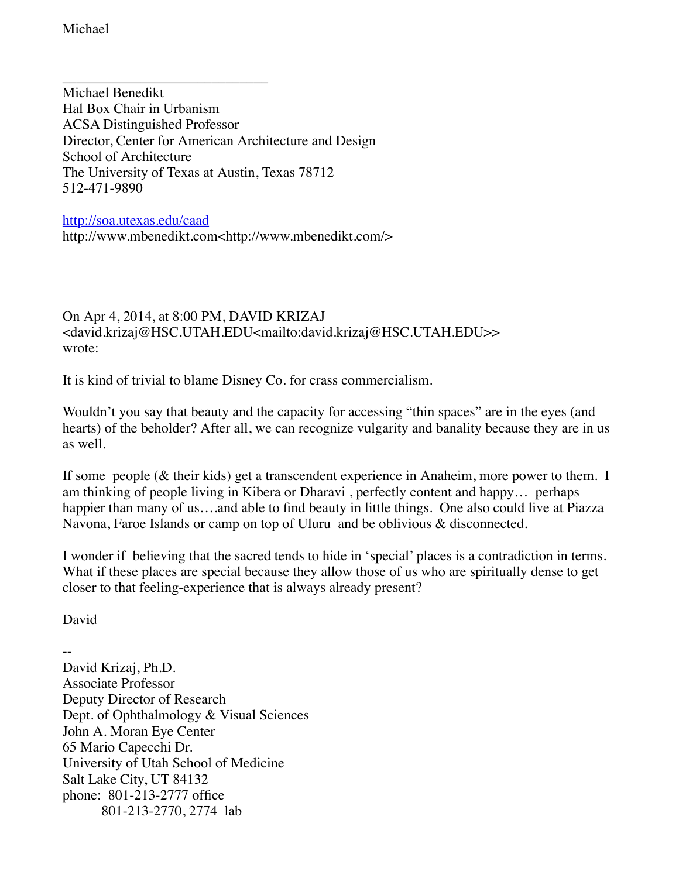Michael

_____________________________

Michael Benedikt
Hal Box Chair in Urbanism
ACSA Distinguished Professor
Director, Center for American Architecture and Design
School of Architecture
The University of Texas at Austin, Texas 78712
512-471-9890

http://soa.utexas.edu/caad
http://www.mbenedikt.com<http://www.mbenedikt.com/>

On Apr 4, 2014, at 8:00 PM, DAVID KRIZAJ <david.krizaj@HSC.UTAH.EDU<mailto:david.krizaj@HSC.UTAH.EDU>> wrote:

It is kind of trivial to blame Disney Co. for crass commercialism.

Wouldn't you say that beauty and the capacity for accessing "thin spaces" are in the eyes (and hearts) of the beholder? After all, we can recognize vulgarity and banality because they are in us as well.

If some people (& their kids) get a transcendent experience in Anaheim, more power to them. I am thinking of people living in Kibera or Dharavi , perfectly content and happy… perhaps happier than many of us….and able to find beauty in little things. One also could live at Piazza Navona, Faroe Islands or camp on top of Uluru and be oblivious & disconnected.

I wonder if believing that the sacred tends to hide in 'special' places is a contradiction in terms. What if these places are special because they allow those of us who are spiritually dense to get closer to that feeling-experience that is always already present?

David

--
David Krizaj, Ph.D.
Associate Professor
Deputy Director of Research
Dept. of Ophthalmology & Visual Sciences
John A. Moran Eye Center
65 Mario Capecchi Dr.
University of Utah School of Medicine
Salt Lake City, UT 84132
phone: 801-213-2777 office
801-213-2770, 2774 lab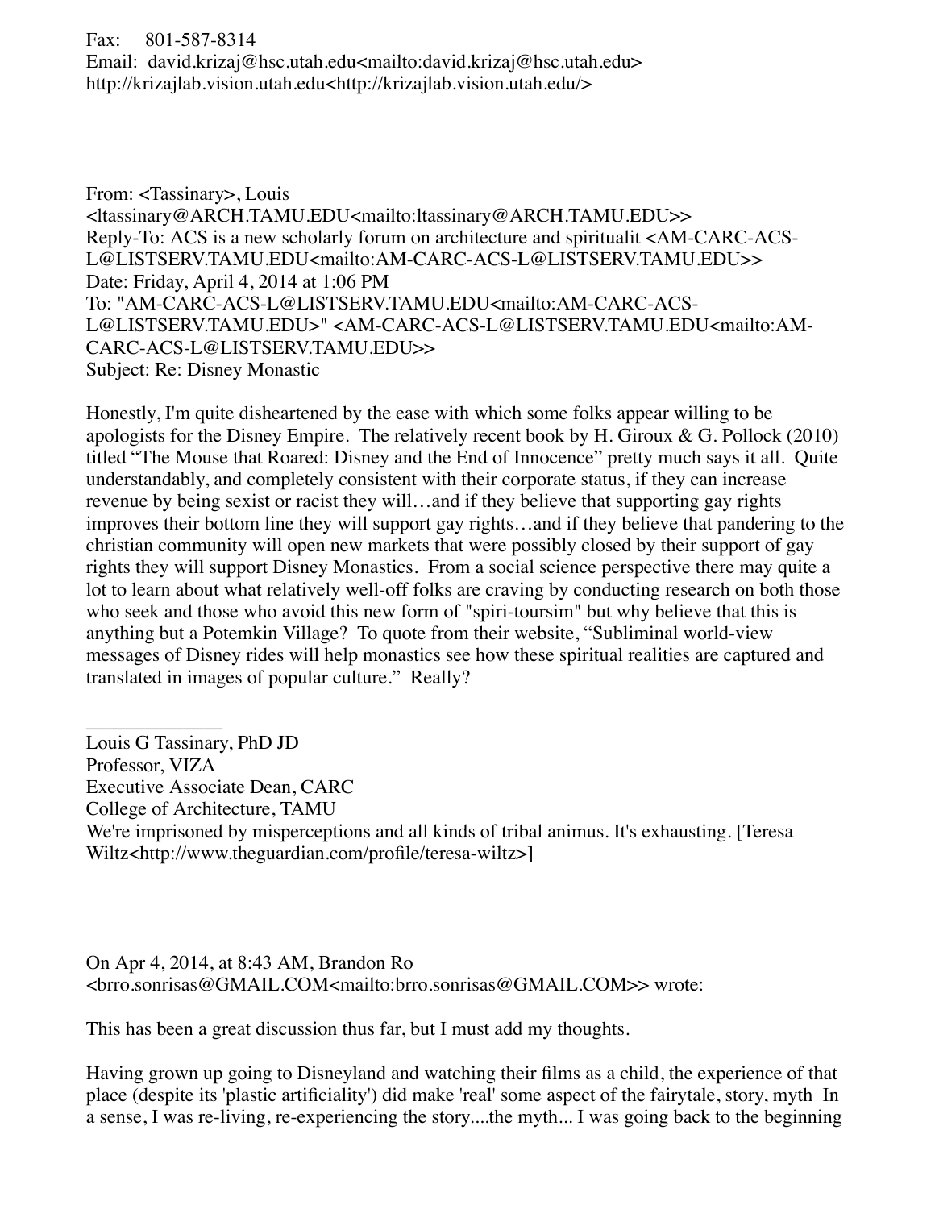Fax: 801-587-8314
Email: david.krizaj@hsc.utah.edu<mailto:david.krizaj@hsc.utah.edu>
http://krizajlab.vision.utah.edu<http://krizajlab.vision.utah.edu/>

From: <Tassinary>, Louis
<ltassinary@ARCH.TAMU.EDU<mailto:ltassinary@ARCH.TAMU.EDU>>
Reply-To: ACS is a new scholarly forum on architecture and spiritualit <AM-CARC-ACS-L@LISTSERV.TAMU.EDU<mailto:AM-CARC-ACS-L@LISTSERV.TAMU.EDU>>
Date: Friday, April 4, 2014 at 1:06 PM
To: "AM-CARC-ACS-L@LISTSERV.TAMU.EDU<mailto:AM-CARC-ACS-L@LISTSERV.TAMU.EDU>" <AM-CARC-ACS-L@LISTSERV.TAMU.EDU<mailto:AM-CARC-ACS-L@LISTSERV.TAMU.EDU>>
Subject: Re: Disney Monastic

Honestly, I'm quite disheartened by the ease with which some folks appear willing to be apologists for the Disney Empire. The relatively recent book by H. Giroux & G. Pollock (2010) titled "The Mouse that Roared: Disney and the End of Innocence" pretty much says it all. Quite understandably, and completely consistent with their corporate status, if they can increase revenue by being sexist or racist they will…and if they believe that supporting gay rights improves their bottom line they will support gay rights…and if they believe that pandering to the christian community will open new markets that were possibly closed by their support of gay rights they will support Disney Monastics. From a social science perspective there may quite a lot to learn about what relatively well-off folks are craving by conducting research on both those who seek and those who avoid this new form of "spiri-toursim" but why believe that this is anything but a Potemkin Village? To quote from their website, "Subliminal world-view messages of Disney rides will help monastics see how these spiritual realities are captured and translated in images of popular culture." Really?

______________
Louis G Tassinary, PhD JD
Professor, VIZA
Executive Associate Dean, CARC
College of Architecture, TAMU
We're imprisoned by misperceptions and all kinds of tribal animus. It's exhausting. [Teresa Wiltz<http://www.theguardian.com/profile/teresa-wiltz>]

On Apr 4, 2014, at 8:43 AM, Brandon Ro
<brro.sonrisas@GMAIL.COM<mailto:brro.sonrisas@GMAIL.COM>> wrote:

This has been a great discussion thus far, but I must add my thoughts.

Having grown up going to Disneyland and watching their films as a child, the experience of that place (despite its 'plastic artificiality') did make 'real' some aspect of the fairytale, story, myth In a sense, I was re-living, re-experiencing the story....the myth... I was going back to the beginning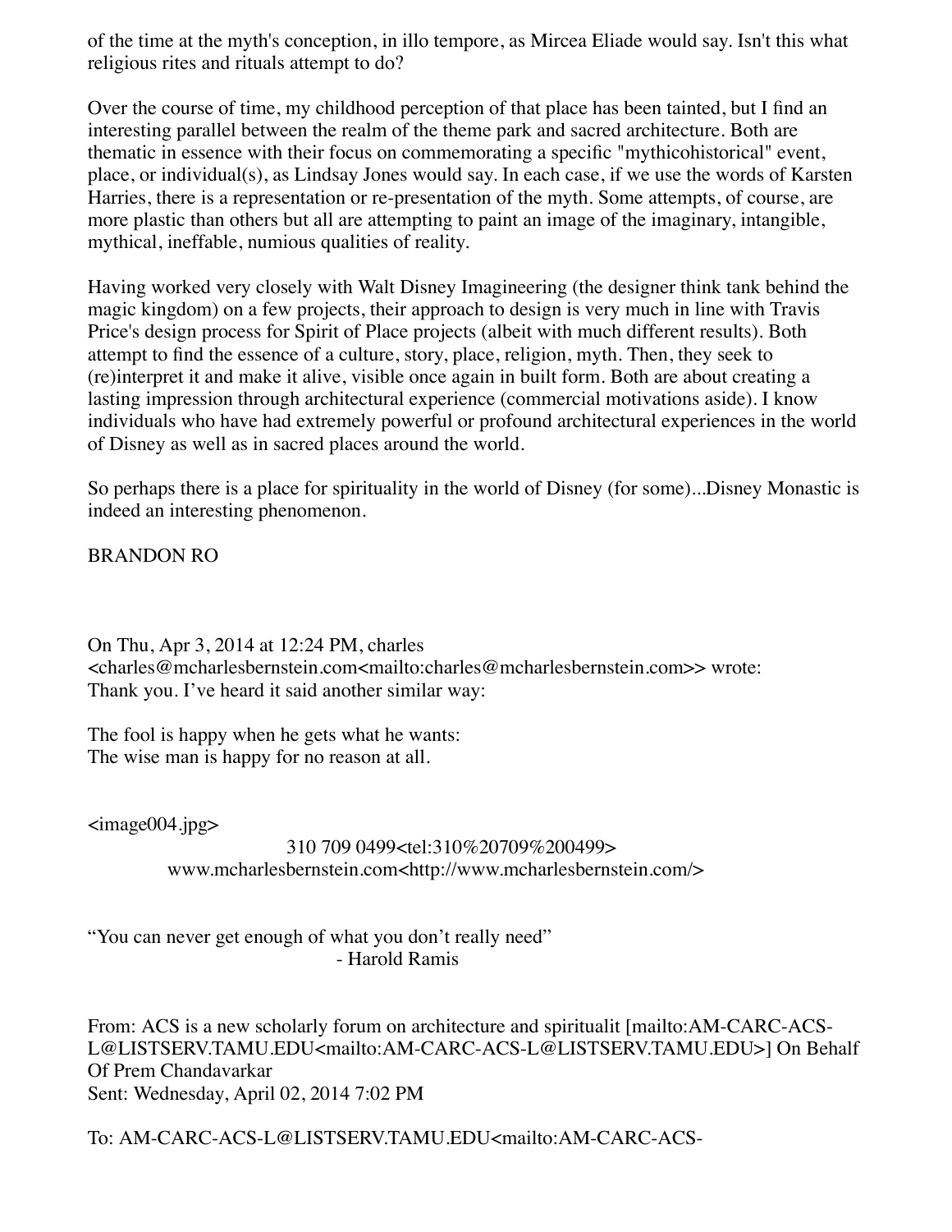of the time at the myth's conception, in illo tempore, as Mircea Eliade would say. Isn't this what religious rites and rituals attempt to do?

Over the course of time, my childhood perception of that place has been tainted, but I find an interesting parallel between the realm of the theme park and sacred architecture. Both are thematic in essence with their focus on commemorating a specific "mythicohistorical" event, place, or individual(s), as Lindsay Jones would say. In each case, if we use the words of Karsten Harries, there is a representation or re-presentation of the myth. Some attempts, of course, are more plastic than others but all are attempting to paint an image of the imaginary, intangible, mythical, ineffable, numious qualities of reality.

Having worked very closely with Walt Disney Imagineering (the designer think tank behind the magic kingdom) on a few projects, their approach to design is very much in line with Travis Price's design process for Spirit of Place projects (albeit with much different results). Both attempt to find the essence of a culture, story, place, religion, myth. Then, they seek to (re)interpret it and make it alive, visible once again in built form. Both are about creating a lasting impression through architectural experience (commercial motivations aside). I know individuals who have had extremely powerful or profound architectural experiences in the world of Disney as well as in sacred places around the world.

So perhaps there is a place for spirituality in the world of Disney (for some)...Disney Monastic is indeed an interesting phenomenon.

BRANDON RO

On Thu, Apr 3, 2014 at 12:24 PM, charles <charles@mcharlesbernstein.com<mailto:charles@mcharlesbernstein.com>> wrote:
Thank you. I've heard it said another similar way:

The fool is happy when he gets what he wants:
The wise man is happy for no reason at all.

<image004.jpg>
310 709 0499<tel:310%20709%200499>
www.mcharlesbernstein.com<http://www.mcharlesbernstein.com/>

"You can never get enough of what you don't really need"
- Harold Ramis

From: ACS is a new scholarly forum on architecture and spiritualit [mailto:AM-CARC-ACS-L@LISTSERV.TAMU.EDU<mailto:AM-CARC-ACS-L@LISTSERV.TAMU.EDU>] On Behalf Of Prem Chandavarkar
Sent: Wednesday, April 02, 2014 7:02 PM

To: AM-CARC-ACS-L@LISTSERV.TAMU.EDU<mailto:AM-CARC-ACS-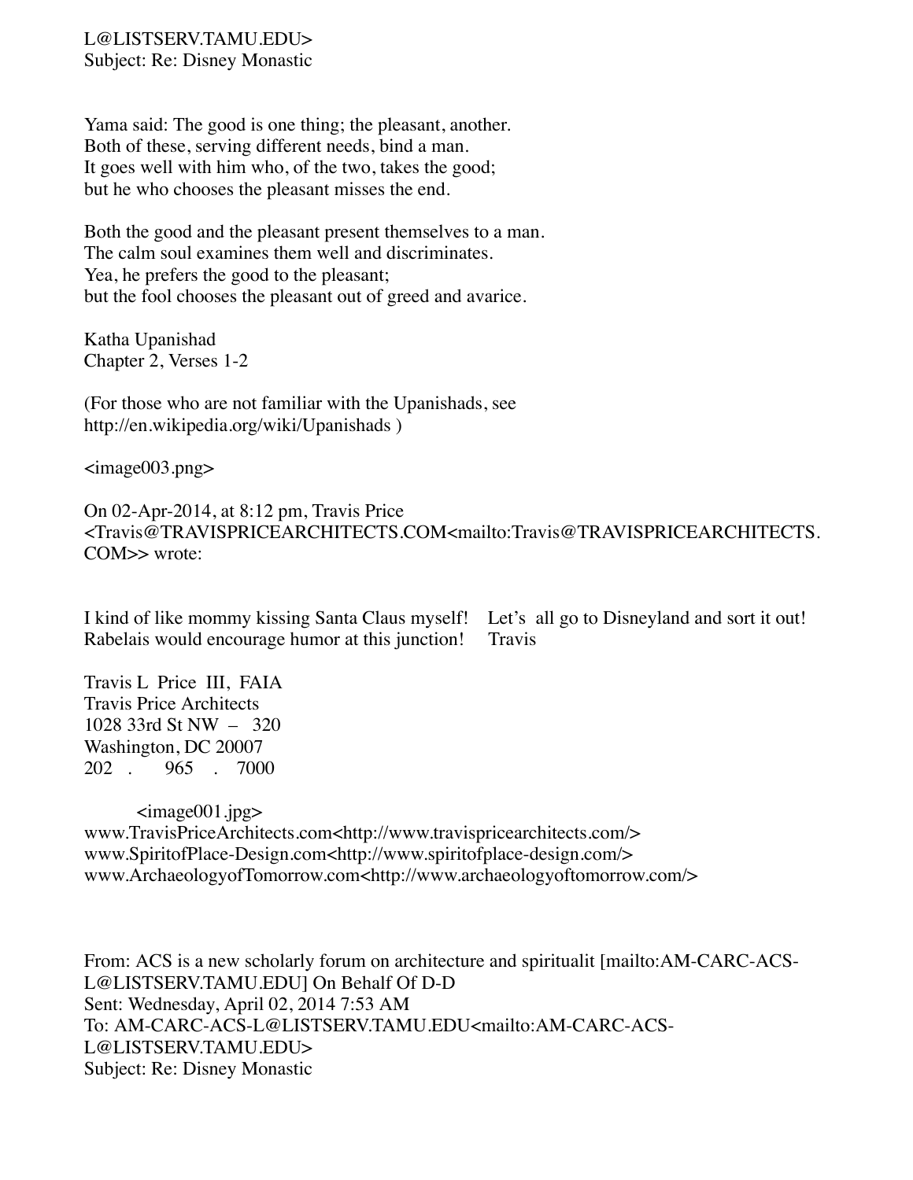L@LISTSERV.TAMU.EDU>
Subject: Re: Disney Monastic

Yama said: The good is one thing; the pleasant, another.
Both of these, serving different needs, bind a man.
It goes well with him who, of the two, takes the good;
but he who chooses the pleasant misses the end.

Both the good and the pleasant present themselves to a man.
The calm soul examines them well and discriminates.
Yea, he prefers the good to the pleasant;
but the fool chooses the pleasant out of greed and avarice.

Katha Upanishad
Chapter 2, Verses 1-2

(For those who are not familiar with the Upanishads, see
http://en.wikipedia.org/wiki/Upanishads )

<image003.png>

On 02-Apr-2014, at 8:12 pm, Travis Price
<Travis@TRAVISPRICEARCHITECTS.COM<mailto:Travis@TRAVISPRICEARCHITECTS.COM>> wrote:

I kind of like mommy kissing Santa Claus myself! Let's all go to Disneyland and sort it out!
Rabelais would encourage humor at this junction! Travis

Travis L Price III, FAIA
Travis Price Architects
1028 33rd St NW – 320
Washington, DC 20007
202 . 965 . 7000

<image001.jpg>
www.TravisPriceArchitects.com<http://www.travispricearchitects.com/>
www.SpiritofPlace-Design.com<http://www.spiritofplace-design.com/>
www.ArchaeologyofTomorrow.com<http://www.archaeologyoftomorrow.com/>

From: ACS is a new scholarly forum on architecture and spiritualit [mailto:AM-CARC-ACS-L@LISTSERV.TAMU.EDU] On Behalf Of D-D
Sent: Wednesday, April 02, 2014 7:53 AM
To: AM-CARC-ACS-L@LISTSERV.TAMU.EDU<mailto:AM-CARC-ACS-L@LISTSERV.TAMU.EDU>
Subject: Re: Disney Monastic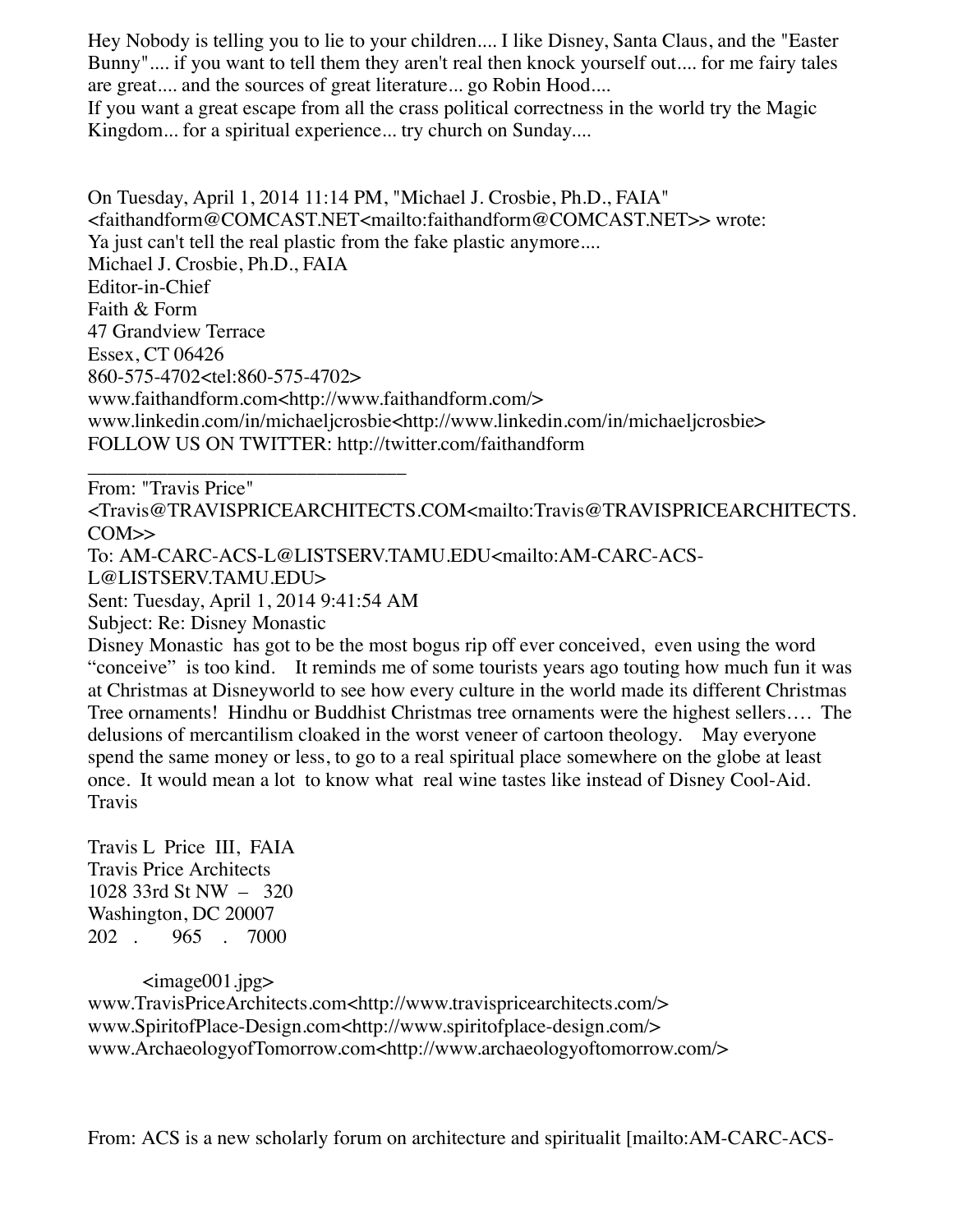Hey Nobody is telling you to lie to your children.... I like Disney, Santa Claus, and the "Easter Bunny".... if you want to tell them they aren't real then knock yourself out.... for me fairy tales are great.... and the sources of great literature... go Robin Hood....
If you want a great escape from all the crass political correctness in the world try the Magic Kingdom... for a spiritual experience... try church on Sunday....

On Tuesday, April 1, 2014 11:14 PM, "Michael J. Crosbie, Ph.D., FAIA" <faithandform@COMCAST.NET<mailto:faithandform@COMCAST.NET>> wrote:
Ya just can't tell the real plastic from the fake plastic anymore....
Michael J. Crosbie, Ph.D., FAIA
Editor-in-Chief
Faith & Form
47 Grandview Terrace
Essex, CT 06426
860-575-4702<tel:860-575-4702>
www.faithandform.com<http://www.faithandform.com/>
www.linkedin.com/in/michaeljcrosbie<http://www.linkedin.com/in/michaeljcrosbie>
FOLLOW US ON TWITTER: http://twitter.com/faithandform

---

From: "Travis Price" <Travis@TRAVISPRICEARCHITECTS.COM<mailto:Travis@TRAVISPRICEARCHITECTS.COM>>
To: AM-CARC-ACS-L@LISTSERV.TAMU.EDU<mailto:AM-CARC-ACS-L@LISTSERV.TAMU.EDU>
Sent: Tuesday, April 1, 2014 9:41:54 AM
Subject: Re: Disney Monastic
Disney Monastic has got to be the most bogus rip off ever conceived, even using the word "conceive" is too kind. It reminds me of some tourists years ago touting how much fun it was at Christmas at Disneyworld to see how every culture in the world made its different Christmas Tree ornaments! Hindhu or Buddhist Christmas tree ornaments were the highest sellers…. The delusions of mercantilism cloaked in the worst veneer of cartoon theology. May everyone spend the same money or less, to go to a real spiritual place somewhere on the globe at least once. It would mean a lot to know what real wine tastes like instead of Disney Cool-Aid.
Travis

Travis L Price III, FAIA
Travis Price Architects
1028 33rd St NW – 320
Washington, DC 20007
202 . 965 . 7000

<image001.jpg>
www.TravisPriceArchitects.com<http://www.travispricearchitects.com/>
www.SpiritofPlace-Design.com<http://www.spiritofplace-design.com/>
www.ArchaeologyofTomorrow.com<http://www.archaeologyoftomorrow.com/>

From: ACS is a new scholarly forum on architecture and spiritualit [mailto:AM-CARC-ACS-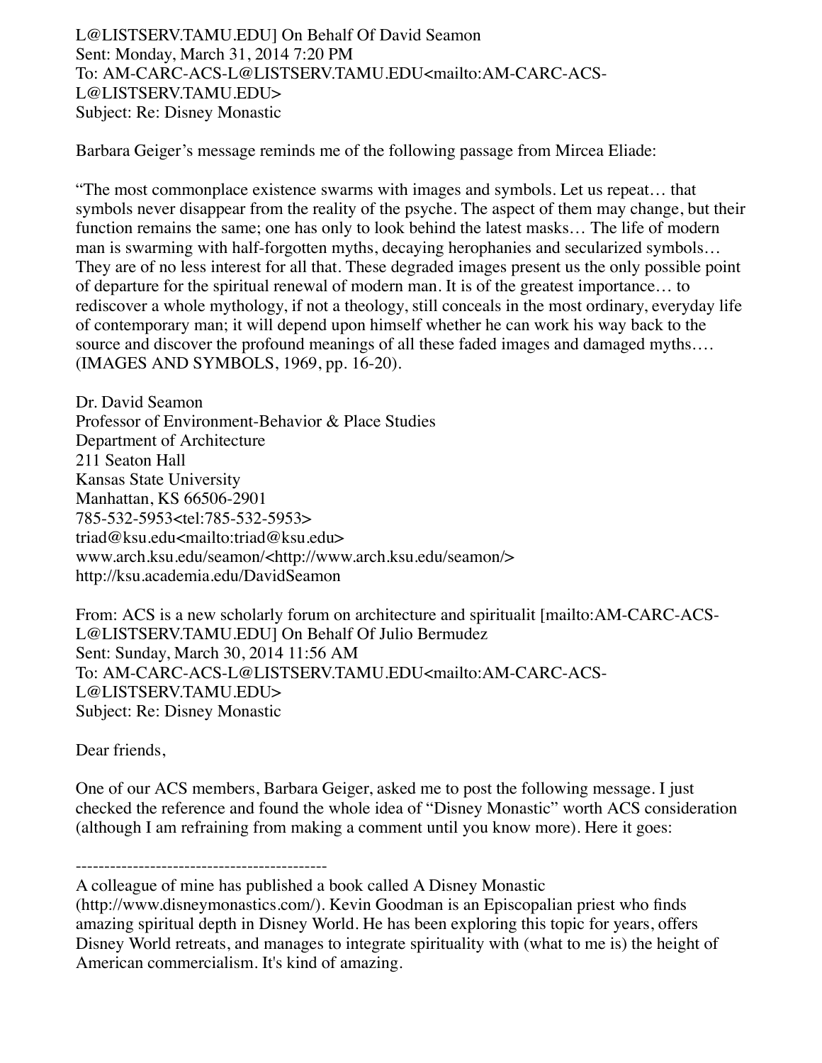L@LISTSERV.TAMU.EDU] On Behalf Of David Seamon
Sent: Monday, March 31, 2014 7:20 PM
To: AM-CARC-ACS-L@LISTSERV.TAMU.EDU<mailto:AM-CARC-ACS-L@LISTSERV.TAMU.EDU>
Subject: Re: Disney Monastic

Barbara Geiger's message reminds me of the following passage from Mircea Eliade:

"The most commonplace existence swarms with images and symbols. Let us repeat… that symbols never disappear from the reality of the psyche. The aspect of them may change, but their function remains the same; one has only to look behind the latest masks… The life of modern man is swarming with half-forgotten myths, decaying herophanies and secularized symbols… They are of no less interest for all that. These degraded images present us the only possible point of departure for the spiritual renewal of modern man. It is of the greatest importance… to rediscover a whole mythology, if not a theology, still conceals in the most ordinary, everyday life of contemporary man; it will depend upon himself whether he can work his way back to the source and discover the profound meanings of all these faded images and damaged myths…. (IMAGES AND SYMBOLS, 1969, pp. 16-20).

Dr. David Seamon
Professor of Environment-Behavior & Place Studies
Department of Architecture
211 Seaton Hall
Kansas State University
Manhattan, KS 66506-2901
785-532-5953<tel:785-532-5953>
triad@ksu.edu<mailto:triad@ksu.edu>
www.arch.ksu.edu/seamon/<http://www.arch.ksu.edu/seamon/>
http://ksu.academia.edu/DavidSeamon

From: ACS is a new scholarly forum on architecture and spiritualit [mailto:AM-CARC-ACS-L@LISTSERV.TAMU.EDU] On Behalf Of Julio Bermudez
Sent: Sunday, March 30, 2014 11:56 AM
To: AM-CARC-ACS-L@LISTSERV.TAMU.EDU<mailto:AM-CARC-ACS-L@LISTSERV.TAMU.EDU>
Subject: Re: Disney Monastic

Dear friends,

One of our ACS members, Barbara Geiger, asked me to post the following message. I just checked the reference and found the whole idea of "Disney Monastic" worth ACS consideration (although I am refraining from making a comment until you know more). Here it goes:

--------------------------------------------

A colleague of mine has published a book called A Disney Monastic (http://www.disneymonastics.com/). Kevin Goodman is an Episcopalian priest who finds amazing spiritual depth in Disney World. He has been exploring this topic for years, offers Disney World retreats, and manages to integrate spirituality with (what to me is) the height of American commercialism. It's kind of amazing.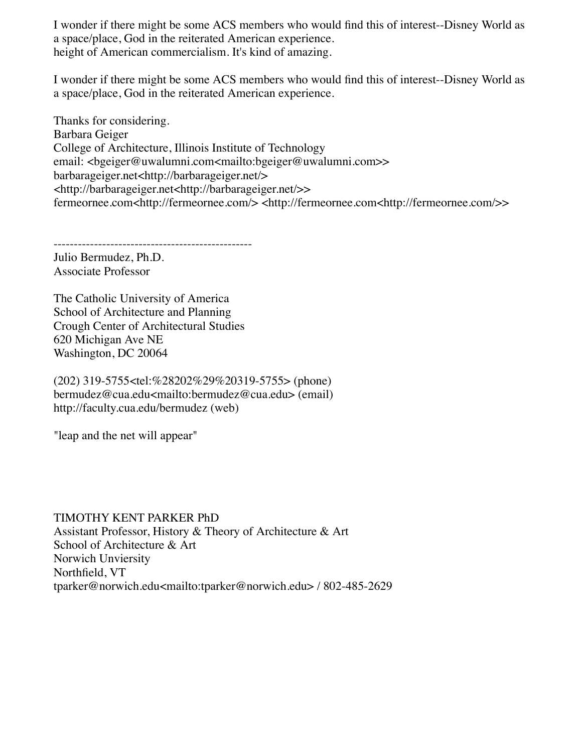I wonder if there might be some ACS members who would find this of interest--Disney World as a space/place, God in the reiterated American experience.
height of American commercialism. It's kind of amazing.

I wonder if there might be some ACS members who would find this of interest--Disney World as a space/place, God in the reiterated American experience.

Thanks for considering.
Barbara Geiger
College of Architecture, Illinois Institute of Technology
email: <bgeiger@uwalumni.com<mailto:bgeiger@uwalumni.com>>
barbarageiger.net<http://barbarageiger.net/>
<http://barbarageiger.net<http://barbarageiger.net/>>
fermeornee.com<http://fermeornee.com/> <http://fermeornee.com<http://fermeornee.com/>>

-------------------------------------------------
Julio Bermudez, Ph.D.
Associate Professor

The Catholic University of America
School of Architecture and Planning
Crough Center of Architectural Studies
620 Michigan Ave NE
Washington, DC 20064

(202) 319-5755<tel:%28202%29%20319-5755> (phone)
bermudez@cua.edu<mailto:bermudez@cua.edu> (email)
http://faculty.cua.edu/bermudez (web)

"leap and the net will appear"

TIMOTHY KENT PARKER PhD
Assistant Professor, History & Theory of Architecture & Art
School of Architecture & Art
Norwich Unviersity
Northfield, VT
tparker@norwich.edu<mailto:tparker@norwich.edu> / 802-485-2629